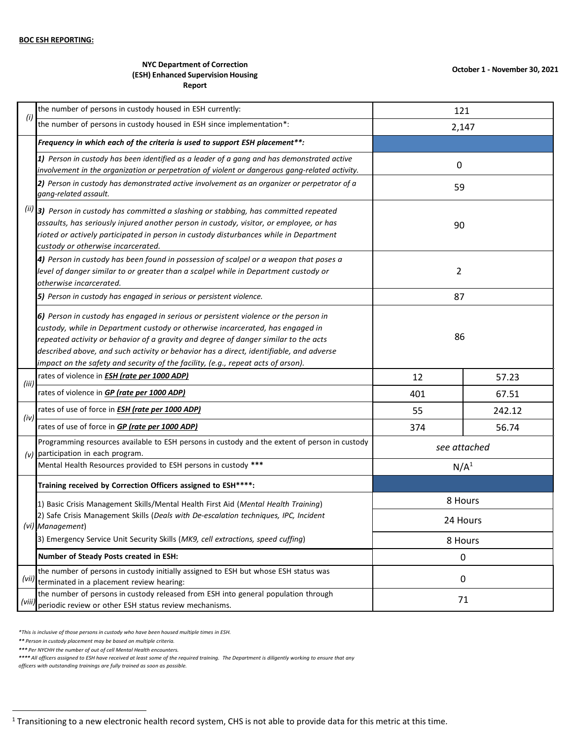**BOC ESH REPORTING:**

**NYC Department of Correction**
**(ESH) Enhanced Supervision Housing**
**Report**

**October 1 - November 30, 2021**

| | | | |
|---|---|---|---|
| (i) | the number of persons in custody housed in ESH currently: | 121 | |
| | the number of persons in custody housed in ESH since implementation*: | 2,147 | |
| (ii) | ***Frequency in which each of the criteria is used to support ESH placement\*\*:*** | | |
| | ***1)*** *Person in custody has been identified as a leader of a gang and has demonstrated active involvement in the organization or perpetration of violent or dangerous gang-related activity.* | 0 | |
| | ***2)*** *Person in custody has demonstrated active involvement as an organizer or perpetrator of a gang-related assault.* | 59 | |
| | ***3)*** *Person in custody has committed a slashing or stabbing, has committed repeated assaults, has seriously injured another person in custody, visitor, or employee, or has rioted or actively participated in person in custody disturbances while in Department custody or otherwise incarcerated.* | 90 | |
| | ***4)*** *Person in custody has been found in possession of scalpel or a weapon that poses a level of danger similar to or greater than a scalpel while in Department custody or otherwise incarcerated.* | 2 | |
| | ***5)*** *Person in custody has engaged in serious or persistent violence.* | 87 | |
| | ***6)*** *Person in custody has engaged in serious or persistent violence or the person in custody, while in Department custody or otherwise incarcerated, has engaged in repeated activity or behavior of a gravity and degree of danger similar to the acts described above, and such activity or behavior has a direct, identifiable, and adverse impact on the safety and security of the facility, (e.g., repeat acts of arson).* | 86 | |
| (iii) | rates of violence in ***ESH (rate per 1000 ADP)*** | 12 | 57.23 |
| | rates of violence in ***GP (rate per 1000 ADP)*** | 401 | 67.51 |
| (iv) | rates of use of force in ***ESH (rate per 1000 ADP)*** | 55 | 242.12 |
| | rates of use of force in ***GP (rate per 1000 ADP)*** | 374 | 56.74 |
| (v) | Programming resources available to ESH persons in custody and the extent of person in custody participation in each program. | *see attached* | |
| | Mental Health Resources provided to ESH persons in custody \*\*\* | N/A[1] | |
| (vi) | **Training received by Correction Officers assigned to ESH\*\*\*\*:** | | |
| | 1) Basic Crisis Management Skills/Mental Health First Aid (*Mental Health Training*) | 8 Hours | |
| | 2) Safe Crisis Management Skills (*Deals with De-escalation techniques, IPC, Incident Management*) | 24 Hours | |
| | 3) Emergency Service Unit Security Skills (*MK9, cell extractions, speed cuffing*) | 8 Hours | |
| | **Number of Steady Posts created in ESH:** | 0 | |
| (vii) | the number of persons in custody initially assigned to ESH but whose ESH status was terminated in a placement review hearing: | 0 | |
| (viii) | the number of persons in custody released from ESH into general population through periodic review or other ESH status review mechanisms. | 71 | |

*\*This is inclusive of those persons in custody who have been housed multiple times in ESH.*

*\*\* Person in custody placement may be based on multiple criteria.*

*\*\*\* Per NYCHH the number of out of cell Mental Health encounters.*

*\*\*\*\* All officers assigned to ESH have received at least some of the required training. The Department is diligently working to ensure that any officers with outstanding trainings are fully trained as soon as possible.*

[1] Transitioning to a new electronic health record system, CHS is not able to provide data for this metric at this time.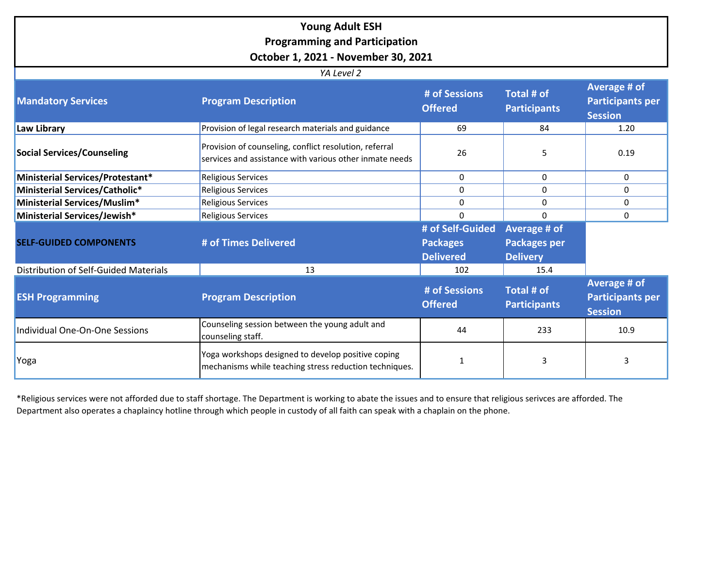# Young Adult ESH
## Programming and Participation
## October 1, 2021 - November 30, 2021

*YA Level 2*

| Mandatory Services | Program Description | # of Sessions Offered | Total # of Participants | Average # of Participants per Session |
|---|---|---|---|---|
| **Law Library** | Provision of legal research materials and guidance | 69 | 84 | 1.20 |
| **Social Services/Counseling** | Provision of counseling, conflict resolution, referral services and assistance with various other inmate needs | 26 | 5 | 0.19 |
| **Ministerial Services/Protestant*** | Religious Services | 0 | 0 | 0 |
| **Ministerial Services/Catholic*** | Religious Services | 0 | 0 | 0 |
| **Ministerial Services/Muslim*** | Religious Services | 0 | 0 | 0 |
| **Ministerial Services/Jewish*** | Religious Services | 0 | 0 | 0 |

| SELF-GUIDED COMPONENTS | # of Times Delivered | # of Self-Guided Packages Delivered | Average # of Packages per Delivery |
|---|---|---|---|
| Distribution of Self-Guided Materials | 13 | 102 | 15.4 |

| ESH Programming | Program Description | # of Sessions Offered | Total # of Participants | Average # of Participants per Session |
|---|---|---|---|---|
| Individual One-On-One Sessions | Counseling session between the young adult and counseling staff. | 44 | 233 | 10.9 |
| Yoga | Yoga workshops designed to develop positive coping mechanisms while teaching stress reduction techniques. | 1 | 3 | 3 |

*Religious services were not afforded due to staff shortage. The Department is working to abate the issues and to ensure that religious serivces are afforded. The Department also operates a chaplaincy hotline through which people in custody of all faith can speak with a chaplain on the phone.